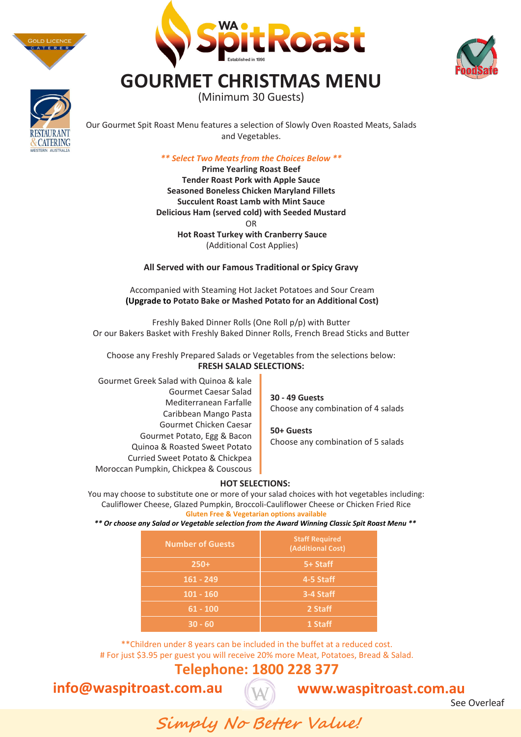# GOURMET CHRISTMAS MENU

(Minimum 30 Guests)

Our Gourmet Spit Roast Menu features a selection of Slowly Oven Roasted Meats, Salads and Vegetables.

*** Select Two Meats from the Choices Below ***

**Prime Yearling Roast Beef**
**Tender Roast Pork with Apple Sauce**
**Seasoned Boneless Chicken Maryland Fillets**
**Succulent Roast Lamb with Mint Sauce**
**Delicious Ham (served cold) with Seeded Mustard**
OR
**Hot Roast Turkey with Cranberry Sauce**
(Additional Cost Applies)

**All Served with our Famous Traditional or Spicy Gravy**

Accompanied with Steaming Hot Jacket Potatoes and Sour Cream
**(Upgrade to Potato Bake or Mashed Potato for an Additional Cost)**

Freshly Baked Dinner Rolls (One Roll p/p) with Butter
Or our Bakers Basket with Freshly Baked Dinner Rolls, French Bread Sticks and Butter

Choose any Freshly Prepared Salads or Vegetables from the selections below:

**FRESH SALAD SELECTIONS:**

Gourmet Greek Salad with Quinoa & kale
Gourmet Caesar Salad
Mediterranean Farfalle
Caribbean Mango Pasta
Gourmet Chicken Caesar
Gourmet Potato, Egg & Bacon
Quinoa & Roasted Sweet Potato
Curried Sweet Potato & Chickpea
Moroccan Pumpkin, Chickpea & Couscous

**30 - 49 Guests**
Choose any combination of 4 salads

**50+ Guests**
Choose any combination of 5 salads

**HOT SELECTIONS:**

You may choose to substitute one or more of your salad choices with hot vegetables including: Cauliflower Cheese, Glazed Pumpkin, Broccoli-Cauliflower Cheese or Chicken Fried Rice

Gluten Free & Vegetarian options available

***** Or choose any Salad or Vegetable selection from the Award Winning Classic Spit Roast Menu *****

| Number of Guests | Staff Required (Additional Cost) |
|---|---|
| 250+ | 5+ Staff |
| 161 - 249 | 4-5 Staff |
| 101 - 160 | 3-4 Staff |
| 61 - 100 | 2 Staff |
| 30 - 60 | 1 Staff |

**Children under 8 years can be included in the buffet at a reduced cost.
# For just $3.95 per guest you will receive 20% more Meat, Potatoes, Bread & Salad.

**Telephone: 1800 228 377**

**info@waspitroast.com.au** **www.waspitroast.com.au**

See Overleaf

*Simply No Better Value!*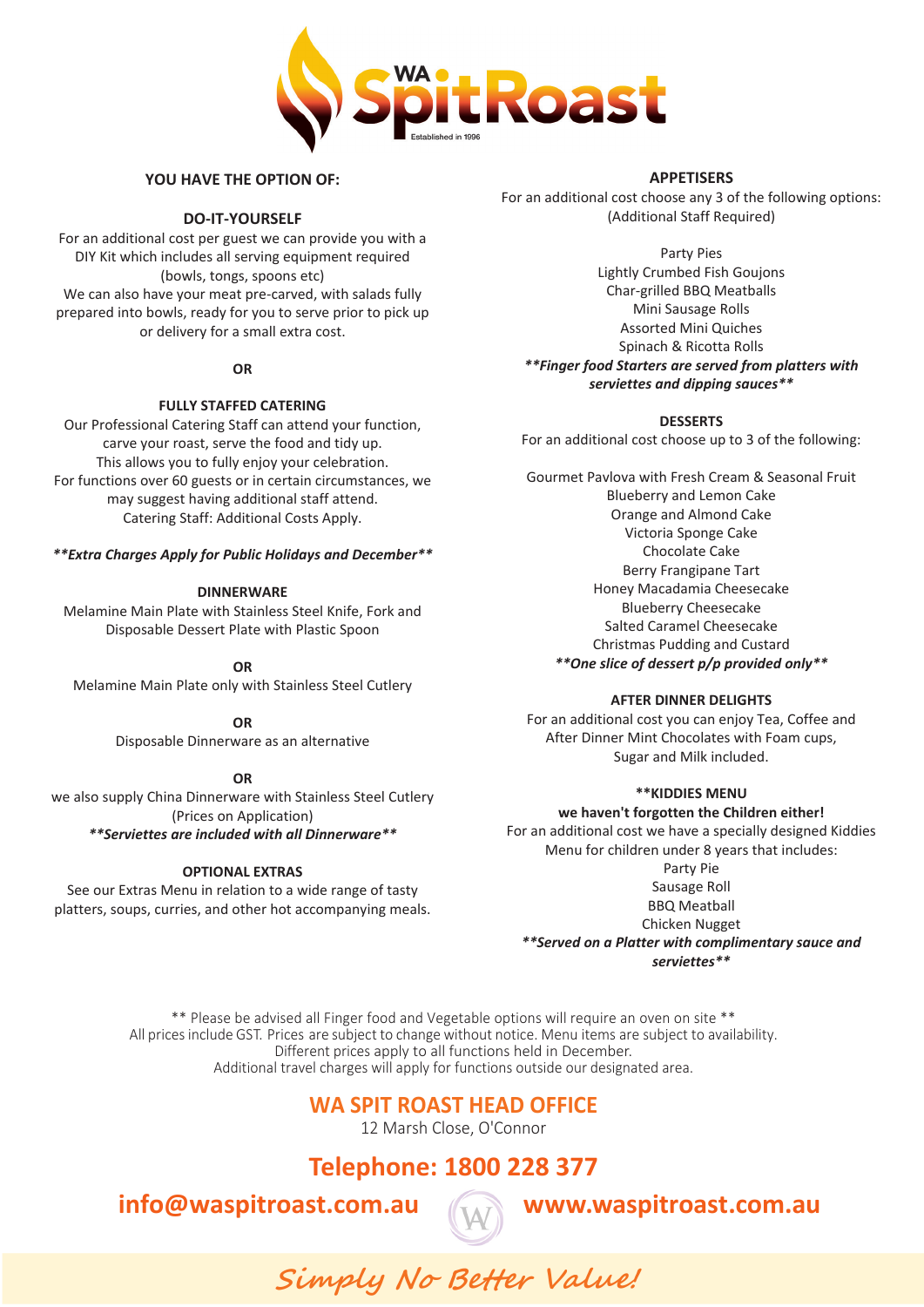# WA Spit Roast

Established in 1996

## YOU HAVE THE OPTION OF:

### DO-IT-YOURSELF

For an additional cost per guest we can provide you with a DIY Kit which includes all serving equipment required (bowls, tongs, spoons etc)
We can also have your meat pre-carved, with salads fully prepared into bowls, ready for you to serve prior to pick up or delivery for a small extra cost.

**OR**

### FULLY STAFFED CATERING

Our Professional Catering Staff can attend your function, carve your roast, serve the food and tidy up.
This allows you to fully enjoy your celebration.
For functions over 60 guests or in certain circumstances, we may suggest having additional staff attend.
Catering Staff: Additional Costs Apply.

***\*\*Extra Charges Apply for Public Holidays and December\*\****

### DINNERWARE

Melamine Main Plate with Stainless Steel Knife, Fork and Disposable Dessert Plate with Plastic Spoon

**OR**

Melamine Main Plate only with Stainless Steel Cutlery

**OR**

Disposable Dinnerware as an alternative

**OR**

we also supply China Dinnerware with Stainless Steel Cutlery (Prices on Application)

***\*\*Serviettes are included with all Dinnerware\*\****

### OPTIONAL EXTRAS

See our Extras Menu in relation to a wide range of tasty platters, soups, curries, and other hot accompanying meals.

### APPETISERS

For an additional cost choose any 3 of the following options:
(Additional Staff Required)

Party Pies
Lightly Crumbed Fish Goujons
Char-grilled BBQ Meatballs
Mini Sausage Rolls
Assorted Mini Quiches
Spinach & Ricotta Rolls

***\*\*Finger food Starters are served from platters with serviettes and dipping sauces\*\****

### DESSERTS

For an additional cost choose up to 3 of the following:

Gourmet Pavlova with Fresh Cream & Seasonal Fruit
Blueberry and Lemon Cake
Orange and Almond Cake
Victoria Sponge Cake
Chocolate Cake
Berry Frangipane Tart
Honey Macadamia Cheesecake
Blueberry Cheesecake
Salted Caramel Cheesecake
Christmas Pudding and Custard

***\*\*One slice of dessert p/p provided only\*\****

### AFTER DINNER DELIGHTS

For an additional cost you can enjoy Tea, Coffee and After Dinner Mint Chocolates with Foam cups, Sugar and Milk included.

### **KIDDIES MENU

**we haven't forgotten the Children either!**

For an additional cost we have a specially designed Kiddies Menu for children under 8 years that includes:

Party Pie
Sausage Roll
BBQ Meatball
Chicken Nugget

***\*\*Served on a Platter with complimentary sauce and serviettes\*\****

** Please be advised all Finger food and Vegetable options will require an oven on site **
All prices include GST. Prices are subject to change without notice. Menu items are subject to availability.
Different prices apply to all functions held in December.
Additional travel charges will apply for functions outside our designated area.

## WA SPIT ROAST HEAD OFFICE

12 Marsh Close, O'Connor

## Telephone: 1800 228 377

**info@waspitroast.com.au** **www.waspitroast.com.au**

*Simply No Better Value!*